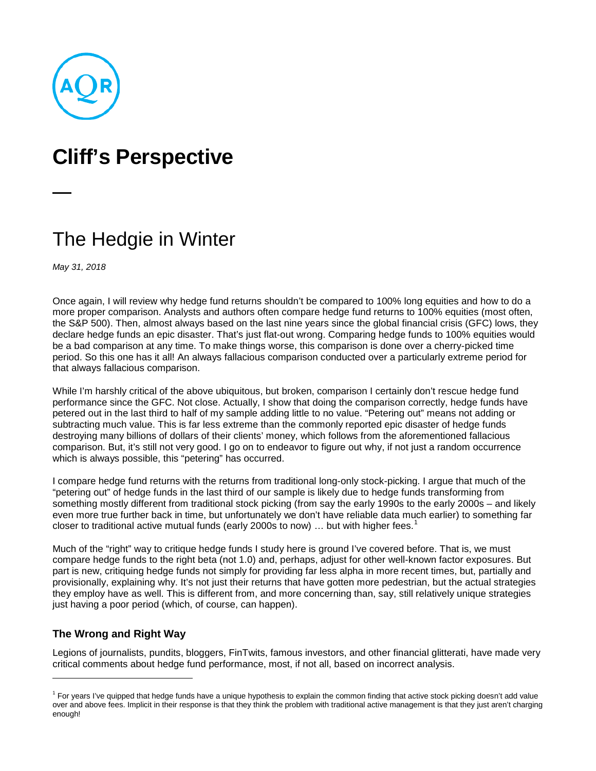# Cliff's Perspective

## The Hedgie in Winter

*May 31, 2018*

Once again, I will review why hedge fund returns shouldn't be compared to 100% long equities and how to do a more proper comparison. Analysts and authors often compare hedge fund returns to 100% equities (most often, the S&P 500). Then, almost always based on the last nine years since the global financial crisis (GFC) lows, they declare hedge funds an epic disaster. That's just flat-out wrong. Comparing hedge funds to 100% equities would be a bad comparison at any time. To make things worse, this comparison is done over a cherry-picked time period. So this one has it all! An always fallacious comparison conducted over a particularly extreme period for that always fallacious comparison.

While I'm harshly critical of the above ubiquitous, but broken, comparison I certainly don't rescue hedge fund performance since the GFC. Not close. Actually, I show that doing the comparison correctly, hedge funds have petered out in the last third to half of my sample adding little to no value. "Petering out" means not adding or subtracting much value. This is far less extreme than the commonly reported epic disaster of hedge funds destroying many billions of dollars of their clients' money, which follows from the aforementioned fallacious comparison. But, it's still not very good. I go on to endeavor to figure out why, if not just a random occurrence which is always possible, this "petering" has occurred.

I compare hedge fund returns with the returns from traditional long-only stock-picking. I argue that much of the "petering out" of hedge funds in the last third of our sample is likely due to hedge funds transforming from something mostly different from traditional stock picking (from say the early 1990s to the early 2000s – and likely even more true further back in time, but unfortunately we don't have reliable data much earlier) to something far closer to traditional active mutual funds (early 2000s to now) … but with higher fees.[1]

Much of the "right" way to critique hedge funds I study here is ground I've covered before. That is, we must compare hedge funds to the right beta (not 1.0) and, perhaps, adjust for other well-known factor exposures. But part is new, critiquing hedge funds not simply for providing far less alpha in more recent times, but, partially and provisionally, explaining why. It's not just their returns that have gotten more pedestrian, but the actual strategies they employ have as well. This is different from, and more concerning than, say, still relatively unique strategies just having a poor period (which, of course, can happen).

### The Wrong and Right Way

Legions of journalists, pundits, bloggers, FinTwits, famous investors, and other financial glitterati, have made very critical comments about hedge fund performance, most, if not all, based on incorrect analysis.

---

[1] For years I've quipped that hedge funds have a unique hypothesis to explain the common finding that active stock picking doesn't add value over and above fees. Implicit in their response is that they think the problem with traditional active management is that they just aren't charging enough!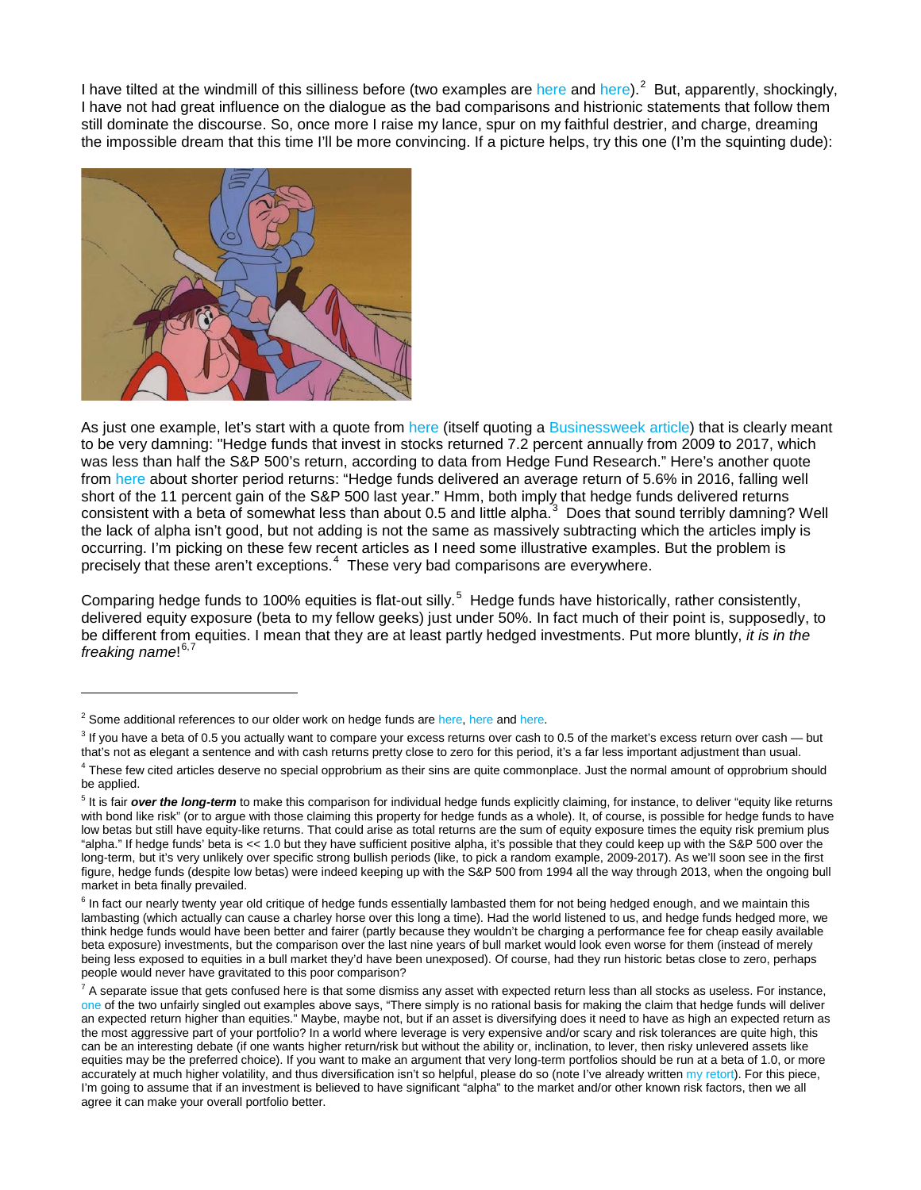I have tilted at the windmill of this silliness before (two examples are here and here).[2] But, apparently, shockingly, I have not had great influence on the dialogue as the bad comparisons and histrionic statements that follow them still dominate the discourse. So, once more I raise my lance, spur on my faithful destrier, and charge, dreaming the impossible dream that this time I'll be more convincing. If a picture helps, try this one (I'm the squinting dude):

As just one example, let's start with a quote from here (itself quoting a Businessweek article) that is clearly meant to be very damning: "Hedge funds that invest in stocks returned 7.2 percent annually from 2009 to 2017, which was less than half the S&P 500's return, according to data from Hedge Fund Research." Here's another quote from here about shorter period returns: "Hedge funds delivered an average return of 5.6% in 2016, falling well short of the 11 percent gain of the S&P 500 last year." Hmm, both imply that hedge funds delivered returns consistent with a beta of somewhat less than about 0.5 and little alpha.[3] Does that sound terribly damning? Well the lack of alpha isn't good, but not adding is not the same as massively subtracting which the articles imply is occurring. I'm picking on these few recent articles as I need some illustrative examples. But the problem is precisely that these aren't exceptions.[4] These very bad comparisons are everywhere.

Comparing hedge funds to 100% equities is flat-out silly.[5] Hedge funds have historically, rather consistently, delivered equity exposure (beta to my fellow geeks) just under 50%. In fact much of their point is, supposedly, to be different from equities. I mean that they are at least partly hedged investments. Put more bluntly, *it is in the freaking name*![6,7]

---

[2] Some additional references to our older work on hedge funds are here, here and here.

[3] If you have a beta of 0.5 you actually want to compare your excess returns over cash to 0.5 of the market's excess return over cash — but that's not as elegant a sentence and with cash returns pretty close to zero for this period, it's a far less important adjustment than usual.

[4] These few cited articles deserve no special opprobrium as their sins are quite commonplace. Just the normal amount of opprobrium should be applied.

[5] It is fair ***over the long-term*** to make this comparison for individual hedge funds explicitly claiming, for instance, to deliver "equity like returns with bond like risk" (or to argue with those claiming this property for hedge funds as a whole). It, of course, is possible for hedge funds to have low betas but still have equity-like returns. That could arise as total returns are the sum of equity exposure times the equity risk premium plus "alpha." If hedge funds' beta is << 1.0 but they have sufficient positive alpha, it's possible that they could keep up with the S&P 500 over the long-term, but it's very unlikely over specific strong bullish periods (like, to pick a random example, 2009-2017). As we'll soon see in the first figure, hedge funds (despite low betas) were indeed keeping up with the S&P 500 from 1994 all the way through 2013, when the ongoing bull market in beta finally prevailed.

[6] In fact our nearly twenty year old critique of hedge funds essentially lambasted them for not being hedged enough, and we maintain this lambasting (which actually can cause a charley horse over this long a time). Had the world listened to us, and hedge funds hedged more, we think hedge funds would have been better and fairer (partly because they wouldn't be charging a performance fee for cheap easily available beta exposure) investments, but the comparison over the last nine years of bull market would look even worse for them (instead of merely being less exposed to equities in a bull market they'd have been unexposed). Of course, had they run historic betas close to zero, perhaps people would never have gravitated to this poor comparison?

[7] A separate issue that gets confused here is that some dismiss any asset with expected return less than all stocks as useless. For instance, one of the two unfairly singled out examples above says, "There simply is no rational basis for making the claim that hedge funds will deliver an expected return higher than equities." Maybe, maybe not, but if an asset is diversifying does it need to have as high an expected return as the most aggressive part of your portfolio? In a world where leverage is very expensive and/or scary and risk tolerances are quite high, this can be an interesting debate (if one wants higher return/risk but without the ability or, inclination, to lever, then risky unlevered assets like equities may be the preferred choice). If you want to make an argument that very long-term portfolios should be run at a beta of 1.0, or more accurately at much higher volatility, and thus diversification isn't so helpful, please do so (note I've already written my retort). For this piece, I'm going to assume that if an investment is believed to have significant "alpha" to the market and/or other known risk factors, then we all agree it can make your overall portfolio better.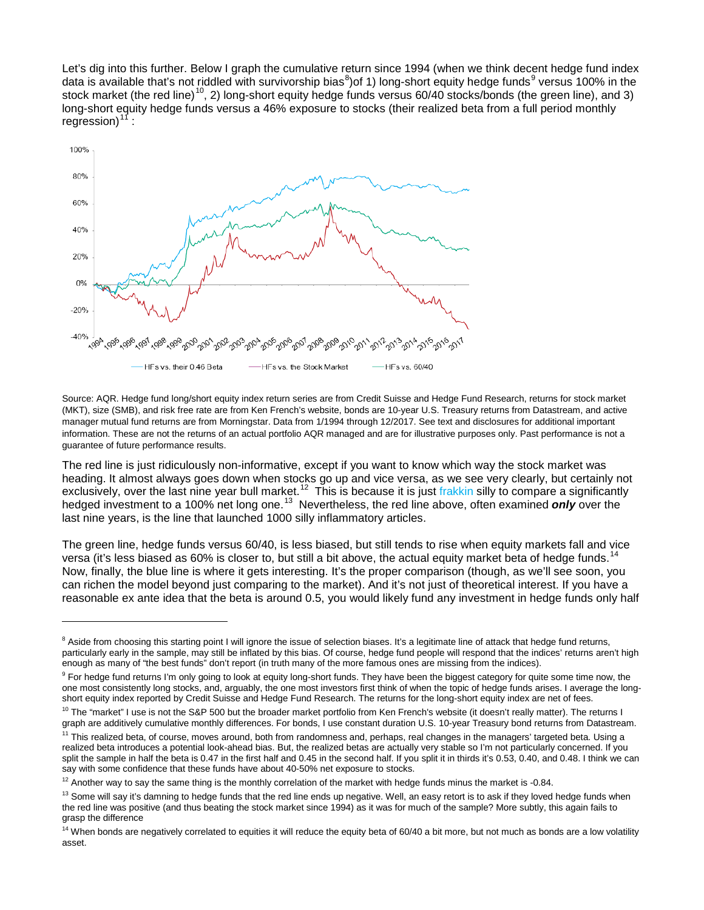Let's dig into this further. Below I graph the cumulative return since 1994 (when we think decent hedge fund index data is available that's not riddled with survivorship bias[8])of 1) long-short equity hedge funds[9] versus 100% in the stock market (the red line)[10], 2) long-short equity hedge funds versus 60/40 stocks/bonds (the green line), and 3) long-short equity hedge funds versus a 46% exposure to stocks (their realized beta from a full period monthly regression)[11]:

Source: AQR. Hedge fund long/short equity index return series are from Credit Suisse and Hedge Fund Research, returns for stock market (MKT), size (SMB), and risk free rate are from Ken French's website, bonds are 10-year U.S. Treasury returns from Datastream, and active manager mutual fund returns are from Morningstar. Data from 1/1994 through 12/2017. See text and disclosures for additional important information. These are not the returns of an actual portfolio AQR managed and are for illustrative purposes only. Past performance is not a guarantee of future performance results.

The red line is just ridiculously non-informative, except if you want to know which way the stock market was heading. It almost always goes down when stocks go up and vice versa, as we see very clearly, but certainly not exclusively, over the last nine year bull market.[12] This is because it is just frakkin silly to compare a significantly hedged investment to a 100% net long one.[13] Nevertheless, the red line above, often examined ***only*** over the last nine years, is the line that launched 1000 silly inflammatory articles.

The green line, hedge funds versus 60/40, is less biased, but still tends to rise when equity markets fall and vice versa (it's less biased as 60% is closer to, but still a bit above, the actual equity market beta of hedge funds.[14] Now, finally, the blue line is where it gets interesting. It's the proper comparison (though, as we'll see soon, you can richen the model beyond just comparing to the market). And it's not just of theoretical interest. If you have a reasonable ex ante idea that the beta is around 0.5, you would likely fund any investment in hedge funds only half

---

[8] Aside from choosing this starting point I will ignore the issue of selection biases. It's a legitimate line of attack that hedge fund returns, particularly early in the sample, may still be inflated by this bias. Of course, hedge fund people will respond that the indices' returns aren't high enough as many of "the best funds" don't report (in truth many of the more famous ones are missing from the indices).

[9] For hedge fund returns I'm only going to look at equity long-short funds. They have been the biggest category for quite some time now, the one most consistently long stocks, and, arguably, the one most investors first think of when the topic of hedge funds arises. I average the long-short equity index reported by Credit Suisse and Hedge Fund Research. The returns for the long-short equity index are net of fees.

[10] The "market" I use is not the S&P 500 but the broader market portfolio from Ken French's website (it doesn't really matter). The returns I graph are additively cumulative monthly differences. For bonds, I use constant duration U.S. 10-year Treasury bond returns from Datastream.

[11] This realized beta, of course, moves around, both from randomness and, perhaps, real changes in the managers' targeted beta. Using a realized beta introduces a potential look-ahead bias. But, the realized betas are actually very stable so I'm not particularly concerned. If you split the sample in half the beta is 0.47 in the first half and 0.45 in the second half. If you split it in thirds it's 0.53, 0.40, and 0.48. I think we can say with some confidence that these funds have about 40-50% net exposure to stocks.

[12] Another way to say the same thing is the monthly correlation of the market with hedge funds minus the market is -0.84.

[13] Some will say it's damning to hedge funds that the red line ends up negative. Well, an easy retort is to ask if they loved hedge funds when the red line was positive (and thus beating the stock market since 1994) as it was for much of the sample? More subtly, this again fails to grasp the difference

[14] When bonds are negatively correlated to equities it will reduce the equity beta of 60/40 a bit more, but not much as bonds are a low volatility asset.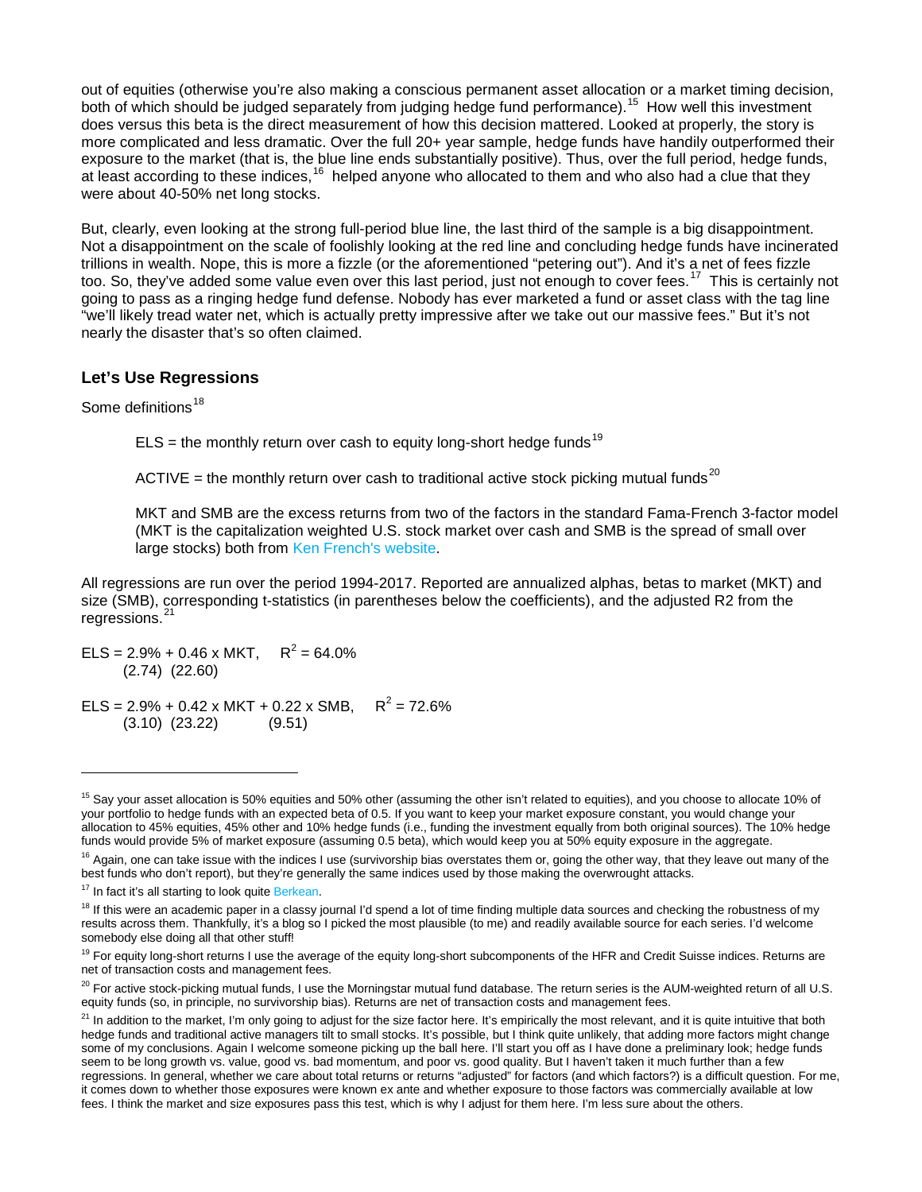out of equities (otherwise you're also making a conscious permanent asset allocation or a market timing decision, both of which should be judged separately from judging hedge fund performance).[15] How well this investment does versus this beta is the direct measurement of how this decision mattered. Looked at properly, the story is more complicated and less dramatic. Over the full 20+ year sample, hedge funds have handily outperformed their exposure to the market (that is, the blue line ends substantially positive). Thus, over the full period, hedge funds, at least according to these indices,[16] helped anyone who allocated to them and who also had a clue that they were about 40-50% net long stocks.

But, clearly, even looking at the strong full-period blue line, the last third of the sample is a big disappointment. Not a disappointment on the scale of foolishly looking at the red line and concluding hedge funds have incinerated trillions in wealth. Nope, this is more a fizzle (or the aforementioned "petering out"). And it's a net of fees fizzle too. So, they've added some value even over this last period, just not enough to cover fees.[17] This is certainly not going to pass as a ringing hedge fund defense. Nobody has ever marketed a fund or asset class with the tag line "we'll likely tread water net, which is actually pretty impressive after we take out our massive fees." But it's not nearly the disaster that's so often claimed.

## Let's Use Regressions

Some definitions[18]

> ELS = the monthly return over cash to equity long-short hedge funds[19]
>
> ACTIVE = the monthly return over cash to traditional active stock picking mutual funds[20]
>
> MKT and SMB are the excess returns from two of the factors in the standard Fama-French 3-factor model (MKT is the capitalization weighted U.S. stock market over cash and SMB is the spread of small over large stocks) both from Ken French's website.

All regressions are run over the period 1994-2017. Reported are annualized alphas, betas to market (MKT) and size (SMB), corresponding t-statistics (in parentheses below the coefficients), and the adjusted R2 from the regressions.[21]

$$\underset{(2.74)}{\text{ELS} = 2.9\%} + \underset{(22.60)}{0.46 \times \text{MKT}}, \quad R^2 = 64.0\%$$

$$\underset{(3.10)}{\text{ELS} = 2.9\%} + \underset{(23.22)}{0.42 \times \text{MKT}} + \underset{(9.51)}{0.22 \times \text{SMB}}, \quad R^2 = 72.6\%$$

---

[15] Say your asset allocation is 50% equities and 50% other (assuming the other isn't related to equities), and you choose to allocate 10% of your portfolio to hedge funds with an expected beta of 0.5. If you want to keep your market exposure constant, you would change your allocation to 45% equities, 45% other and 10% hedge funds (i.e., funding the investment equally from both original sources). The 10% hedge funds would provide 5% of market exposure (assuming 0.5 beta), which would keep you at 50% equity exposure in the aggregate.

[16] Again, one can take issue with the indices I use (survivorship bias overstates them or, going the other way, that they leave out many of the best funds who don't report), but they're generally the same indices used by those making the overwrought attacks.

[17] In fact it's all starting to look quite Berkean.

[18] If this were an academic paper in a classy journal I'd spend a lot of time finding multiple data sources and checking the robustness of my results across them. Thankfully, it's a blog so I picked the most plausible (to me) and readily available source for each series. I'd welcome somebody else doing all that other stuff!

[19] For equity long-short returns I use the average of the equity long-short subcomponents of the HFR and Credit Suisse indices. Returns are net of transaction costs and management fees.

[20] For active stock-picking mutual funds, I use the Morningstar mutual fund database. The return series is the AUM-weighted return of all U.S. equity funds (so, in principle, no survivorship bias). Returns are net of transaction costs and management fees.

[21] In addition to the market, I'm only going to adjust for the size factor here. It's empirically the most relevant, and it is quite intuitive that both hedge funds and traditional active managers tilt to small stocks. It's possible, but I think quite unlikely, that adding more factors might change some of my conclusions. Again I welcome someone picking up the ball here. I'll start you off as I have done a preliminary look; hedge funds seem to be long growth vs. value, good vs. bad momentum, and poor vs. good quality. But I haven't taken it much further than a few regressions. In general, whether we care about total returns or returns "adjusted" for factors (and which factors?) is a difficult question. For me, it comes down to whether those exposures were known ex ante and whether exposure to those factors was commercially available at low fees. I think the market and size exposures pass this test, which is why I adjust for them here. I'm less sure about the others.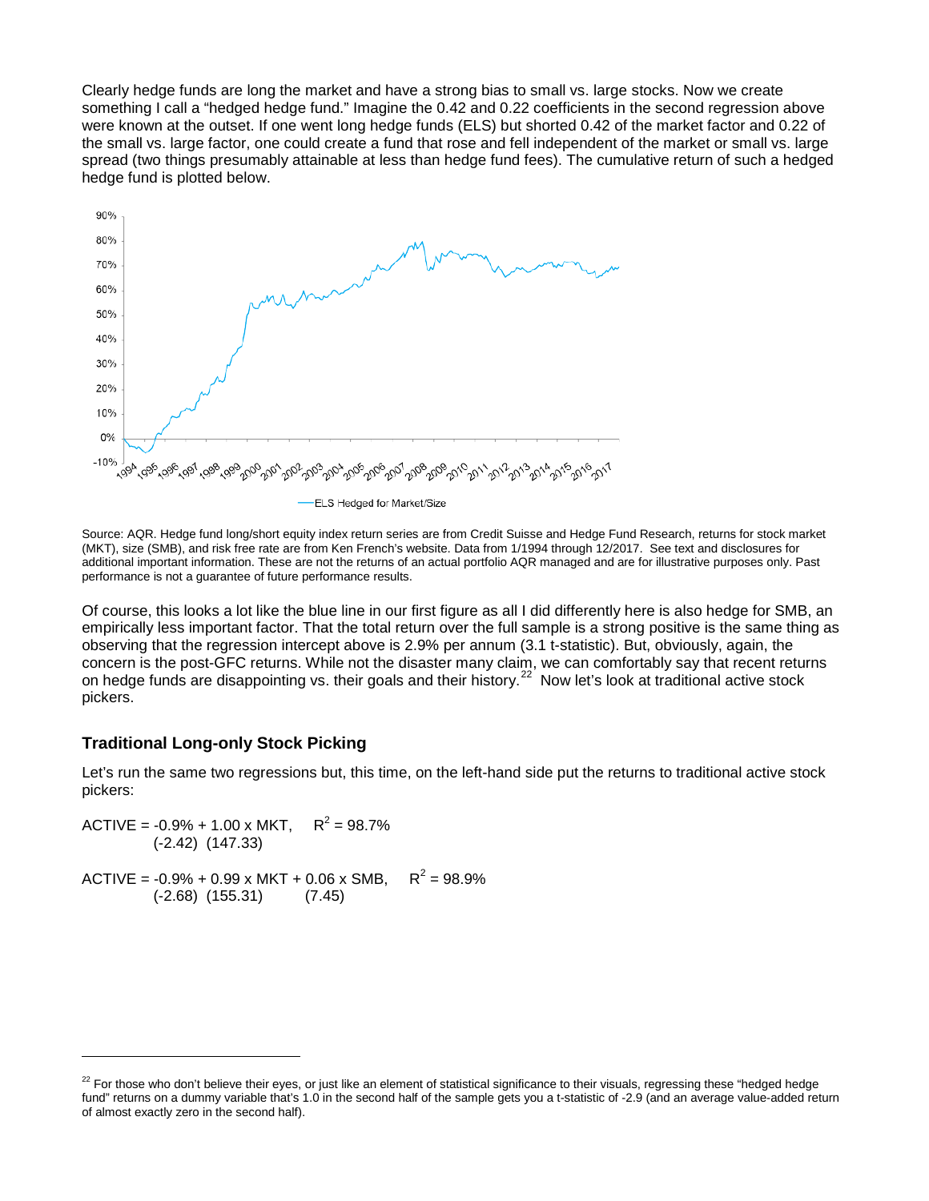Clearly hedge funds are long the market and have a strong bias to small vs. large stocks. Now we create something I call a "hedged hedge fund." Imagine the 0.42 and 0.22 coefficients in the second regression above were known at the outset. If one went long hedge funds (ELS) but shorted 0.42 of the market factor and 0.22 of the small vs. large factor, one could create a fund that rose and fell independent of the market or small vs. large spread (two things presumably attainable at less than hedge fund fees). The cumulative return of such a hedged hedge fund is plotted below.

Source: AQR. Hedge fund long/short equity index return series are from Credit Suisse and Hedge Fund Research, returns for stock market (MKT), size (SMB), and risk free rate are from Ken French's website. Data from 1/1994 through 12/2017. See text and disclosures for additional important information. These are not the returns of an actual portfolio AQR managed and are for illustrative purposes only. Past performance is not a guarantee of future performance results.

Of course, this looks a lot like the blue line in our first figure as all I did differently here is also hedge for SMB, an empirically less important factor. That the total return over the full sample is a strong positive is the same thing as observing that the regression intercept above is 2.9% per annum (3.1 t-statistic). But, obviously, again, the concern is the post-GFC returns. While not the disaster many claim, we can comfortably say that recent returns on hedge funds are disappointing vs. their goals and their history.[22] Now let's look at traditional active stock pickers.

### Traditional Long-only Stock Picking

Let's run the same two regressions but, this time, on the left-hand side put the returns to traditional active stock pickers:

$$\underset{}{ACTIVE} = \underset{(-2.42)}{-0.9\%} + \underset{(147.33)}{1.00} \times MKT, \quad R^2 = 98.7\%$$

$$ACTIVE = \underset{(-2.68)}{-0.9\%} + \underset{(155.31)}{0.99} \times MKT + \underset{(7.45)}{0.06} \times SMB, \quad R^2 = 98.9\%$$

[22] For those who don't believe their eyes, or just like an element of statistical significance to their visuals, regressing these "hedged hedge fund" returns on a dummy variable that's 1.0 in the second half of the sample gets you a t-statistic of -2.9 (and an average value-added return of almost exactly zero in the second half).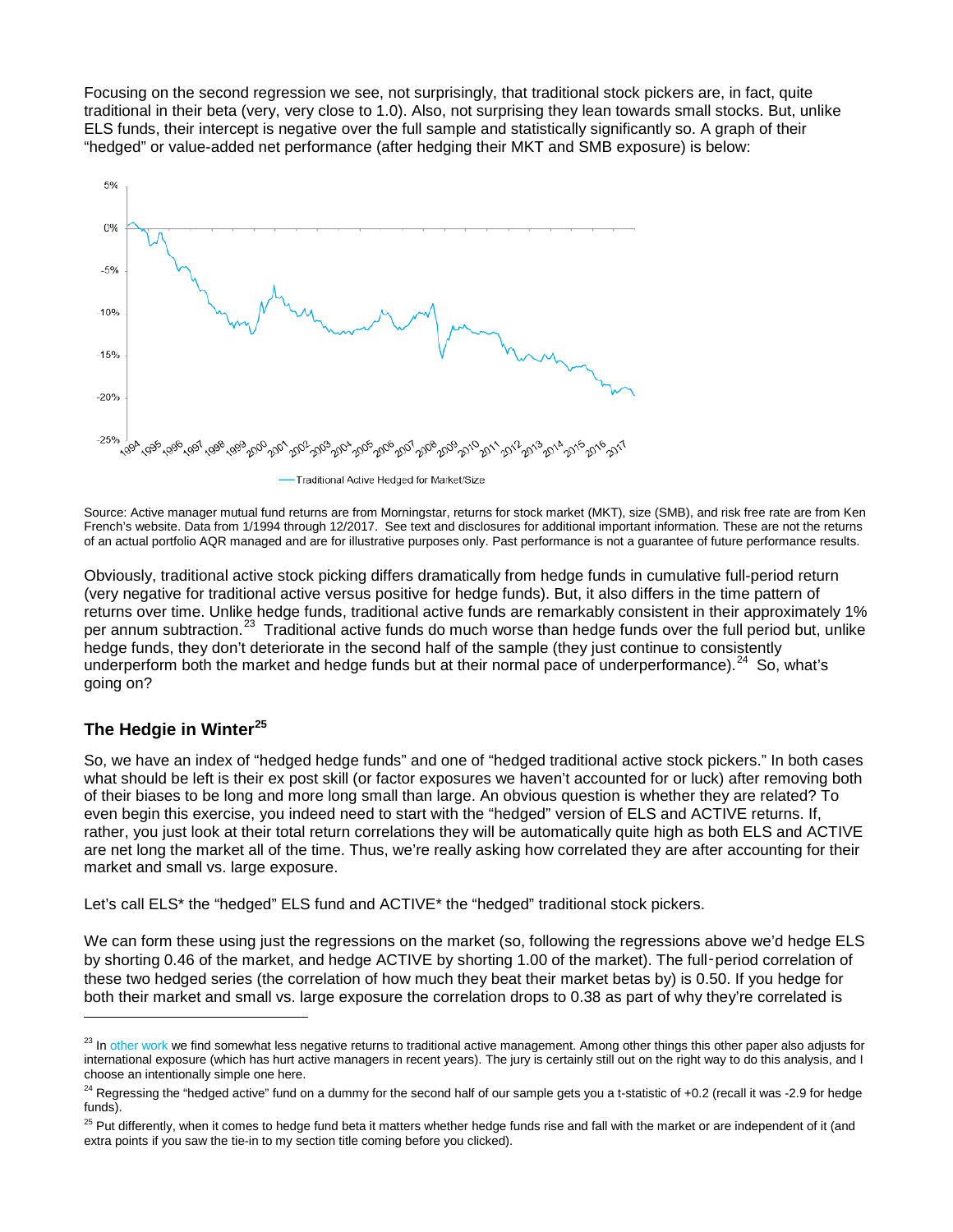Focusing on the second regression we see, not surprisingly, that traditional stock pickers are, in fact, quite traditional in their beta (very, very close to 1.0). Also, not surprising they lean towards small stocks. But, unlike ELS funds, their intercept is negative over the full sample and statistically significantly so. A graph of their "hedged" or value-added net performance (after hedging their MKT and SMB exposure) is below:

Source: Active manager mutual fund returns are from Morningstar, returns for stock market (MKT), size (SMB), and risk free rate are from Ken French's website. Data from 1/1994 through 12/2017. See text and disclosures for additional important information. These are not the returns of an actual portfolio AQR managed and are for illustrative purposes only. Past performance is not a guarantee of future performance results.

Obviously, traditional active stock picking differs dramatically from hedge funds in cumulative full-period return (very negative for traditional active versus positive for hedge funds). But, it also differs in the time pattern of returns over time. Unlike hedge funds, traditional active funds are remarkably consistent in their approximately 1% per annum subtraction.[23] Traditional active funds do much worse than hedge funds over the full period but, unlike hedge funds, they don't deteriorate in the second half of the sample (they just continue to consistently underperform both the market and hedge funds but at their normal pace of underperformance).[24] So, what's going on?

## The Hedgie in Winter[25]

So, we have an index of "hedged hedge funds" and one of "hedged traditional active stock pickers." In both cases what should be left is their ex post skill (or factor exposures we haven't accounted for or luck) after removing both of their biases to be long and more long small than large. An obvious question is whether they are related? To even begin this exercise, you indeed need to start with the "hedged" version of ELS and ACTIVE returns. If, rather, you just look at their total return correlations they will be automatically quite high as both ELS and ACTIVE are net long the market all of the time. Thus, we're really asking how correlated they are after accounting for their market and small vs. large exposure.

Let's call ELS* the "hedged" ELS fund and ACTIVE* the "hedged" traditional stock pickers.

We can form these using just the regressions on the market (so, following the regressions above we'd hedge ELS by shorting 0.46 of the market, and hedge ACTIVE by shorting 1.00 of the market). The full-period correlation of these two hedged series (the correlation of how much they beat their market betas by) is 0.50. If you hedge for both their market and small vs. large exposure the correlation drops to 0.38 as part of why they're correlated is

---

[23] In other work we find somewhat less negative returns to traditional active management. Among other things this other paper also adjusts for international exposure (which has hurt active managers in recent years). The jury is certainly still out on the right way to do this analysis, and I choose an intentionally simple one here.

[24] Regressing the "hedged active" fund on a dummy for the second half of our sample gets you a t-statistic of +0.2 (recall it was -2.9 for hedge funds).

[25] Put differently, when it comes to hedge fund beta it matters whether hedge funds rise and fall with the market or are independent of it (and extra points if you saw the tie-in to my section title coming before you clicked).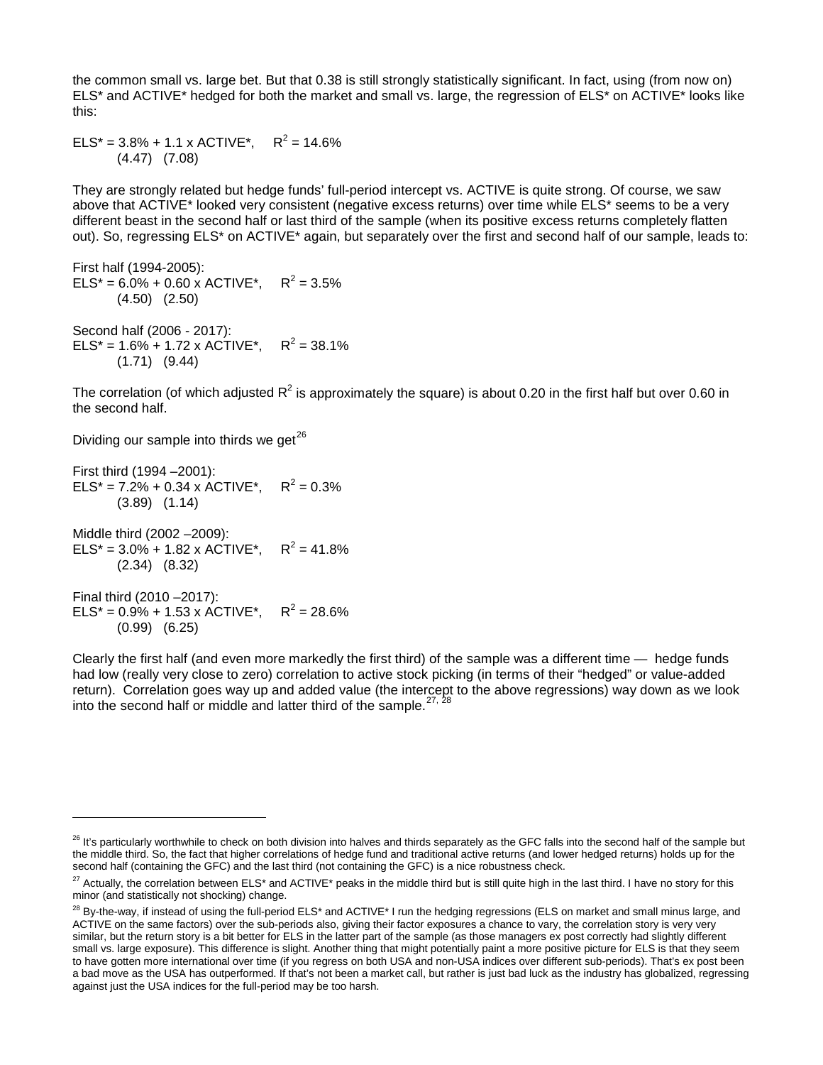the common small vs. large bet. But that 0.38 is still strongly statistically significant. In fact, using (from now on) ELS* and ACTIVE* hedged for both the market and small vs. large, the regression of ELS* on ACTIVE* looks like this:

ELS* = 3.8% + 1.1 x ACTIVE*,     $R^2$ = 14.6%
(4.47)   (7.08)

They are strongly related but hedge funds' full-period intercept vs. ACTIVE is quite strong. Of course, we saw above that ACTIVE* looked very consistent (negative excess returns) over time while ELS* seems to be a very different beast in the second half or last third of the sample (when its positive excess returns completely flatten out). So, regressing ELS* on ACTIVE* again, but separately over the first and second half of our sample, leads to:

First half (1994-2005):
ELS* = 6.0% + 0.60 x ACTIVE*,     $R^2$ = 3.5%
(4.50)   (2.50)

Second half (2006 - 2017):
ELS* = 1.6% + 1.72 x ACTIVE*,     $R^2$ = 38.1%
(1.71)   (9.44)

The correlation (of which adjusted $R^2$ is approximately the square) is about 0.20 in the first half but over 0.60 in the second half.

Dividing our sample into thirds we get[26]

First third (1994 –2001):
ELS* = 7.2% + 0.34 x ACTIVE*,     $R^2$ = 0.3%
(3.89)   (1.14)

Middle third (2002 –2009):
ELS* = 3.0% + 1.82 x ACTIVE*,     $R^2$ = 41.8%
(2.34)   (8.32)

Final third (2010 –2017):
ELS* = 0.9% + 1.53 x ACTIVE*,     $R^2$ = 28.6%
(0.99)   (6.25)

Clearly the first half (and even more markedly the first third) of the sample was a different time — hedge funds had low (really very close to zero) correlation to active stock picking (in terms of their "hedged" or value-added return). Correlation goes way up and added value (the intercept to the above regressions) way down as we look into the second half or middle and latter third of the sample.[27, 28]

---

[26] It's particularly worthwhile to check on both division into halves and thirds separately as the GFC falls into the second half of the sample but the middle third. So, the fact that higher correlations of hedge fund and traditional active returns (and lower hedged returns) holds up for the second half (containing the GFC) and the last third (not containing the GFC) is a nice robustness check.

[27] Actually, the correlation between ELS* and ACTIVE* peaks in the middle third but is still quite high in the last third. I have no story for this minor (and statistically not shocking) change.

[28] By-the-way, if instead of using the full-period ELS* and ACTIVE* I run the hedging regressions (ELS on market and small minus large, and ACTIVE on the same factors) over the sub-periods also, giving their factor exposures a chance to vary, the correlation story is very very similar, but the return story is a bit better for ELS in the latter part of the sample (as those managers ex post correctly had slightly different small vs. large exposure). This difference is slight. Another thing that might potentially paint a more positive picture for ELS is that they seem to have gotten more international over time (if you regress on both USA and non-USA indices over different sub-periods). That's ex post been a bad move as the USA has outperformed. If that's not been a market call, but rather is just bad luck as the industry has globalized, regressing against just the USA indices for the full-period may be too harsh.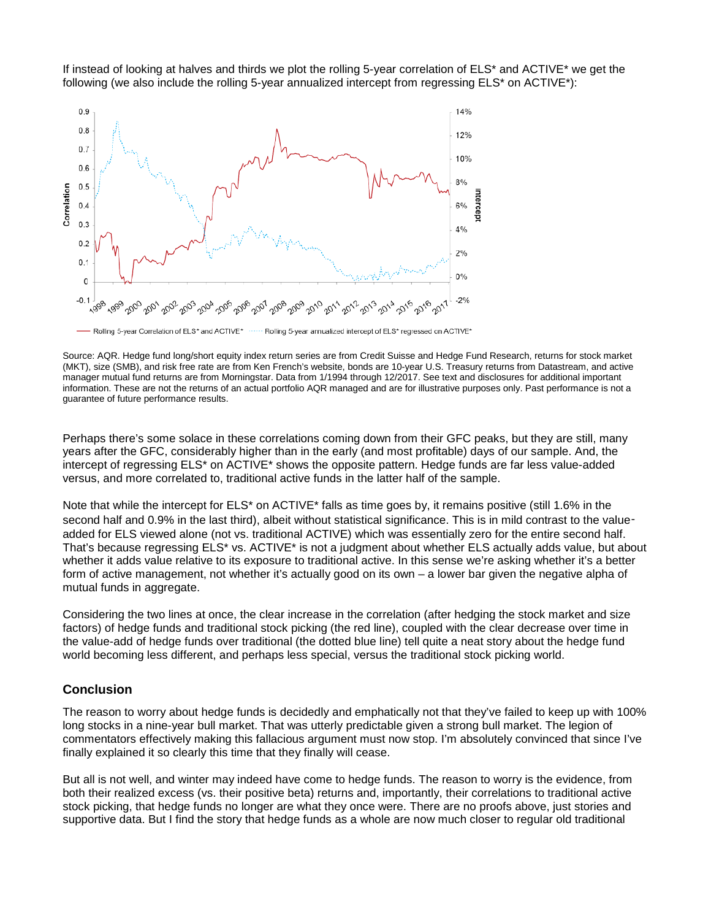If instead of looking at halves and thirds we plot the rolling 5-year correlation of ELS* and ACTIVE* we get the following (we also include the rolling 5-year annualized intercept from regressing ELS* on ACTIVE*):

Rolling 5-year Correlation of ELS* and ACTIVE* ······ Rolling 5-year annualized intercept of ELS* regressed on ACTIVE*

Source: AQR. Hedge fund long/short equity index return series are from Credit Suisse and Hedge Fund Research, returns for stock market (MKT), size (SMB), and risk free rate are from Ken French's website, bonds are 10-year U.S. Treasury returns from Datastream, and active manager mutual fund returns are from Morningstar. Data from 1/1994 through 12/2017. See text and disclosures for additional important information. These are not the returns of an actual portfolio AQR managed and are for illustrative purposes only. Past performance is not a guarantee of future performance results.

Perhaps there's some solace in these correlations coming down from their GFC peaks, but they are still, many years after the GFC, considerably higher than in the early (and most profitable) days of our sample. And, the intercept of regressing ELS* on ACTIVE* shows the opposite pattern. Hedge funds are far less value-added versus, and more correlated to, traditional active funds in the latter half of the sample.

Note that while the intercept for ELS* on ACTIVE* falls as time goes by, it remains positive (still 1.6% in the second half and 0.9% in the last third), albeit without statistical significance. This is in mild contrast to the value-added for ELS viewed alone (not vs. traditional ACTIVE) which was essentially zero for the entire second half. That's because regressing ELS* vs. ACTIVE* is not a judgment about whether ELS actually adds value, but about whether it adds value relative to its exposure to traditional active. In this sense we're asking whether it's a better form of active management, not whether it's actually good on its own – a lower bar given the negative alpha of mutual funds in aggregate.

Considering the two lines at once, the clear increase in the correlation (after hedging the stock market and size factors) of hedge funds and traditional stock picking (the red line), coupled with the clear decrease over time in the value-add of hedge funds over traditional (the dotted blue line) tell quite a neat story about the hedge fund world becoming less different, and perhaps less special, versus the traditional stock picking world.

## Conclusion

The reason to worry about hedge funds is decidedly and emphatically not that they've failed to keep up with 100% long stocks in a nine-year bull market. That was utterly predictable given a strong bull market. The legion of commentators effectively making this fallacious argument must now stop. I'm absolutely convinced that since I've finally explained it so clearly this time that they finally will cease.

But all is not well, and winter may indeed have come to hedge funds. The reason to worry is the evidence, from both their realized excess (vs. their positive beta) returns and, importantly, their correlations to traditional active stock picking, that hedge funds no longer are what they once were. There are no proofs above, just stories and supportive data. But I find the story that hedge funds as a whole are now much closer to regular old traditional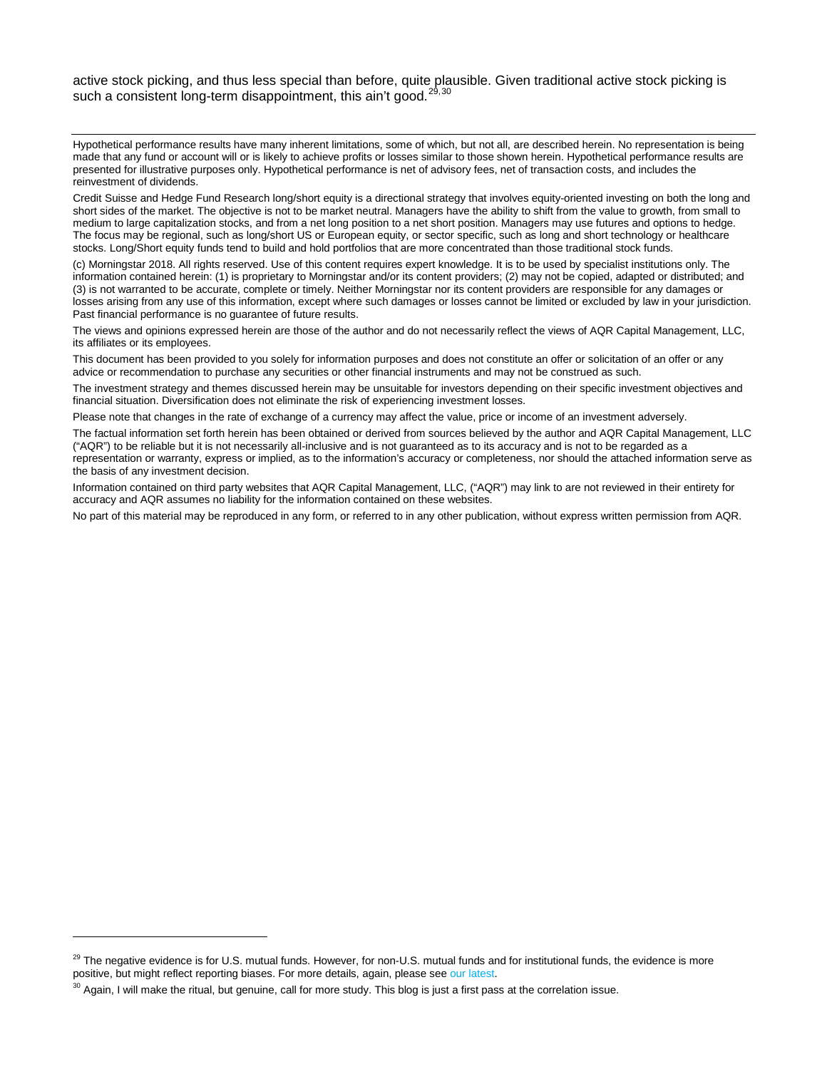active stock picking, and thus less special than before, quite plausible. Given traditional active stock picking is such a consistent long-term disappointment, this ain't good.[29,30]

---

Hypothetical performance results have many inherent limitations, some of which, but not all, are described herein. No representation is being made that any fund or account will or is likely to achieve profits or losses similar to those shown herein. Hypothetical performance results are presented for illustrative purposes only. Hypothetical performance is net of advisory fees, net of transaction costs, and includes the reinvestment of dividends.

Credit Suisse and Hedge Fund Research long/short equity is a directional strategy that involves equity-oriented investing on both the long and short sides of the market. The objective is not to be market neutral. Managers have the ability to shift from the value to growth, from small to medium to large capitalization stocks, and from a net long position to a net short position. Managers may use futures and options to hedge. The focus may be regional, such as long/short US or European equity, or sector specific, such as long and short technology or healthcare stocks. Long/Short equity funds tend to build and hold portfolios that are more concentrated than those traditional stock funds.

(c) Morningstar 2018. All rights reserved. Use of this content requires expert knowledge. It is to be used by specialist institutions only. The information contained herein: (1) is proprietary to Morningstar and/or its content providers; (2) may not be copied, adapted or distributed; and (3) is not warranted to be accurate, complete or timely. Neither Morningstar nor its content providers are responsible for any damages or losses arising from any use of this information, except where such damages or losses cannot be limited or excluded by law in your jurisdiction. Past financial performance is no guarantee of future results.

The views and opinions expressed herein are those of the author and do not necessarily reflect the views of AQR Capital Management, LLC, its affiliates or its employees.

This document has been provided to you solely for information purposes and does not constitute an offer or solicitation of an offer or any advice or recommendation to purchase any securities or other financial instruments and may not be construed as such.

The investment strategy and themes discussed herein may be unsuitable for investors depending on their specific investment objectives and financial situation. Diversification does not eliminate the risk of experiencing investment losses.

Please note that changes in the rate of exchange of a currency may affect the value, price or income of an investment adversely.

The factual information set forth herein has been obtained or derived from sources believed by the author and AQR Capital Management, LLC ("AQR") to be reliable but it is not necessarily all-inclusive and is not guaranteed as to its accuracy and is not to be regarded as a representation or warranty, express or implied, as to the information's accuracy or completeness, nor should the attached information serve as the basis of any investment decision.

Information contained on third party websites that AQR Capital Management, LLC, ("AQR") may link to are not reviewed in their entirety for accuracy and AQR assumes no liability for the information contained on these websites.

No part of this material may be reproduced in any form, or referred to in any other publication, without express written permission from AQR.

---

[29] The negative evidence is for U.S. mutual funds. However, for non-U.S. mutual funds and for institutional funds, the evidence is more positive, but might reflect reporting biases. For more details, again, please see our latest.

[30] Again, I will make the ritual, but genuine, call for more study. This blog is just a first pass at the correlation issue.